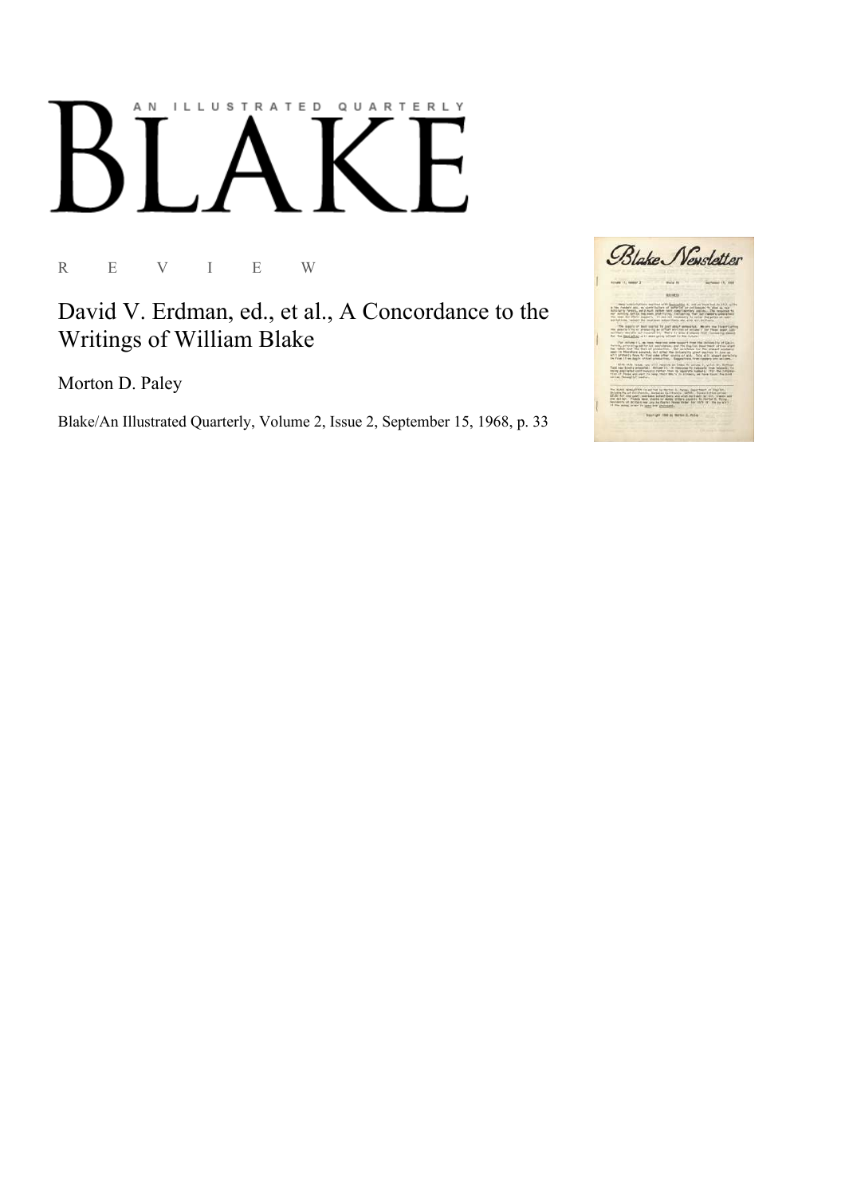AN ILLUSTRATED QUARTERLY

# BLAKE

R E V I E W

## David V. Erdman, ed., et al., A Concordance to the Writings of William Blake

Morton D. Paley

Blake/An Illustrated Quarterly, Volume 2, Issue 2, September 15, 1968, p. 33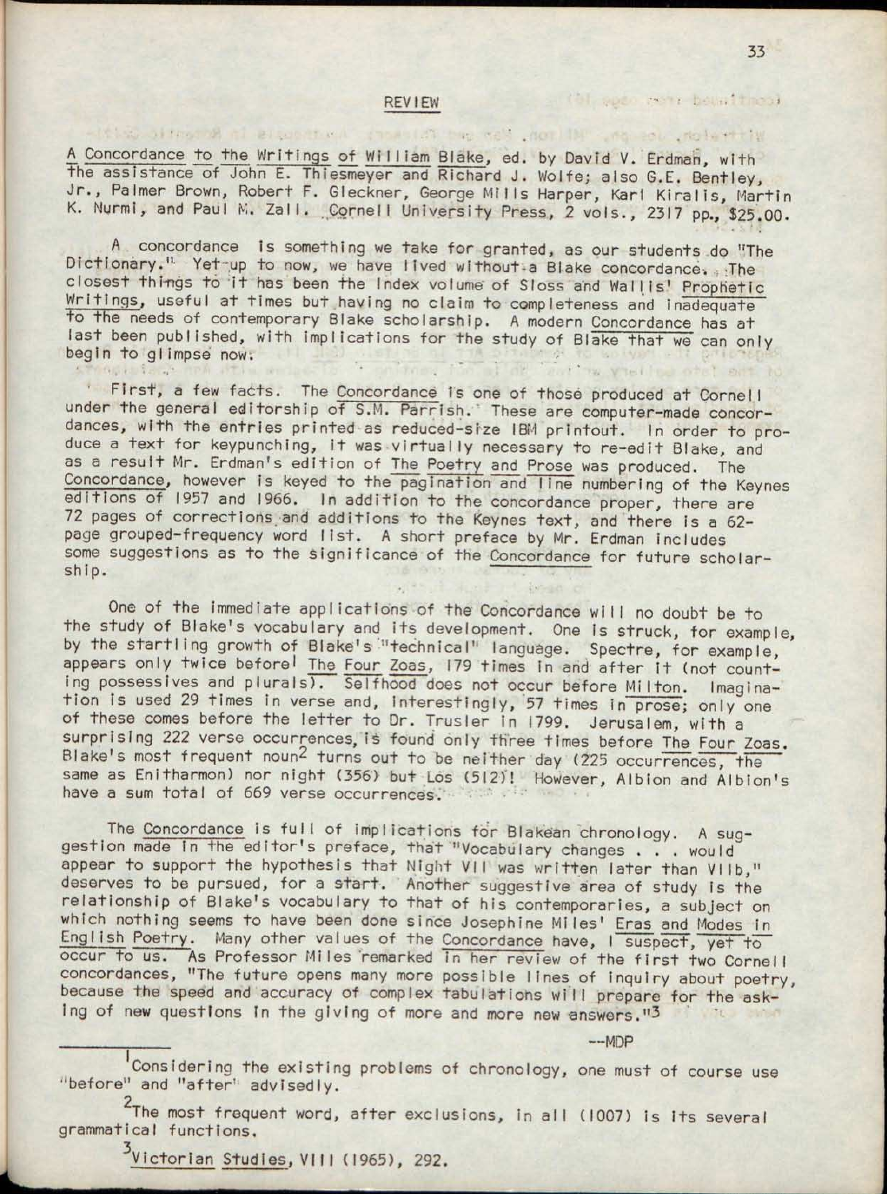## REVIEW

A Concordance to the Writings of William Blake, ed. by David V. Erdman, with the assistance of John E. Thiesmeyer and Richard J. Wolfe; also G.E. Bentley, Jr., Palmer Brown, Robert F. Gleckner, George Mills Harper, Karl Kiralis, Martin K. Nurmi, and Paul M. Zall. Cornell University Press, 2 vols., 2317 pp., $25.00.

A concordance is something we take for granted, as our students do "The Dictionary." Yet up to now, we have lived without a Blake concordance. The closest things to it has been the Index volume of Sloss and Wallis' Prophetic Writings, useful at times but having no claim to completeness and inadequate to the needs of contemporary Blake scholarship. A modern Concordance has at last been published, with implications for the study of Blake that we can only begin to glimpse now.

First, a few facts. The Concordance is one of those produced at Cornell under the general editorship of S.M. Parrish. These are computer-made concordances, with the entries printed as reduced-size IBM printout. In order to produce a text for keypunching, it was virtually necessary to re-edit Blake, and as a result Mr. Erdman's edition of The Poetry and Prose was produced. The Concordance, however is keyed to the pagination and line numbering of the Keynes editions of 1957 and 1966. In addition to the concordance proper, there are 72 pages of corrections and additions to the Keynes text, and there is a 62-page grouped-frequency word list. A short preface by Mr. Erdman includes some suggestions as to the significance of the Concordance for future scholarship.

One of the immediate applications of the Concordance will no doubt be to the study of Blake's vocabulary and its development. One is struck, for example, by the startling growth of Blake's "technical" language. Spectre, for example, appears only twice before[1] The Four Zoas, 179 times in and after it (not counting possessives and plurals). Selfhood does not occur before Milton. Imagination is used 29 times in verse and, interestingly, 57 times in prose; only one of these comes before the letter to Dr. Trusler in 1799. Jerusalem, with a surprising 222 verse occurrences, is found only three times before The Four Zoas. Blake's most frequent noun[2] turns out to be neither day (225 occurrences, the same as Enitharmon) nor night (356) but Los (512)! However, Albion and Albion's have a sum total of 669 verse occurrences.

The Concordance is full of implications for Blakean chronology. A suggestion made in the editor's preface, that "Vocabulary changes . . . would appear to support the hypothesis that Night VII was written later than VIIb," deserves to be pursued, for a start. Another suggestive area of study is the relationship of Blake's vocabulary to that of his contemporaries, a subject on which nothing seems to have been done since Josephine Miles' Eras and Modes in English Poetry. Many other values of the Concordance have, I suspect, yet to occur to us. As Professor Miles remarked in her review of the first two Cornell concordances, "The future opens many more possible lines of inquiry about poetry, because the speed and accuracy of complex tabulations will prepare for the asking of new questions in the giving of more and more new answers."[3]

--MDP

[1] Considering the existing problems of chronology, one must of course use "before" and "after" advisedly.

[2] The most frequent word, after exclusions, in all (1007) is its several grammatical functions.

[3] Victorian Studies, VIII (1965), 292.